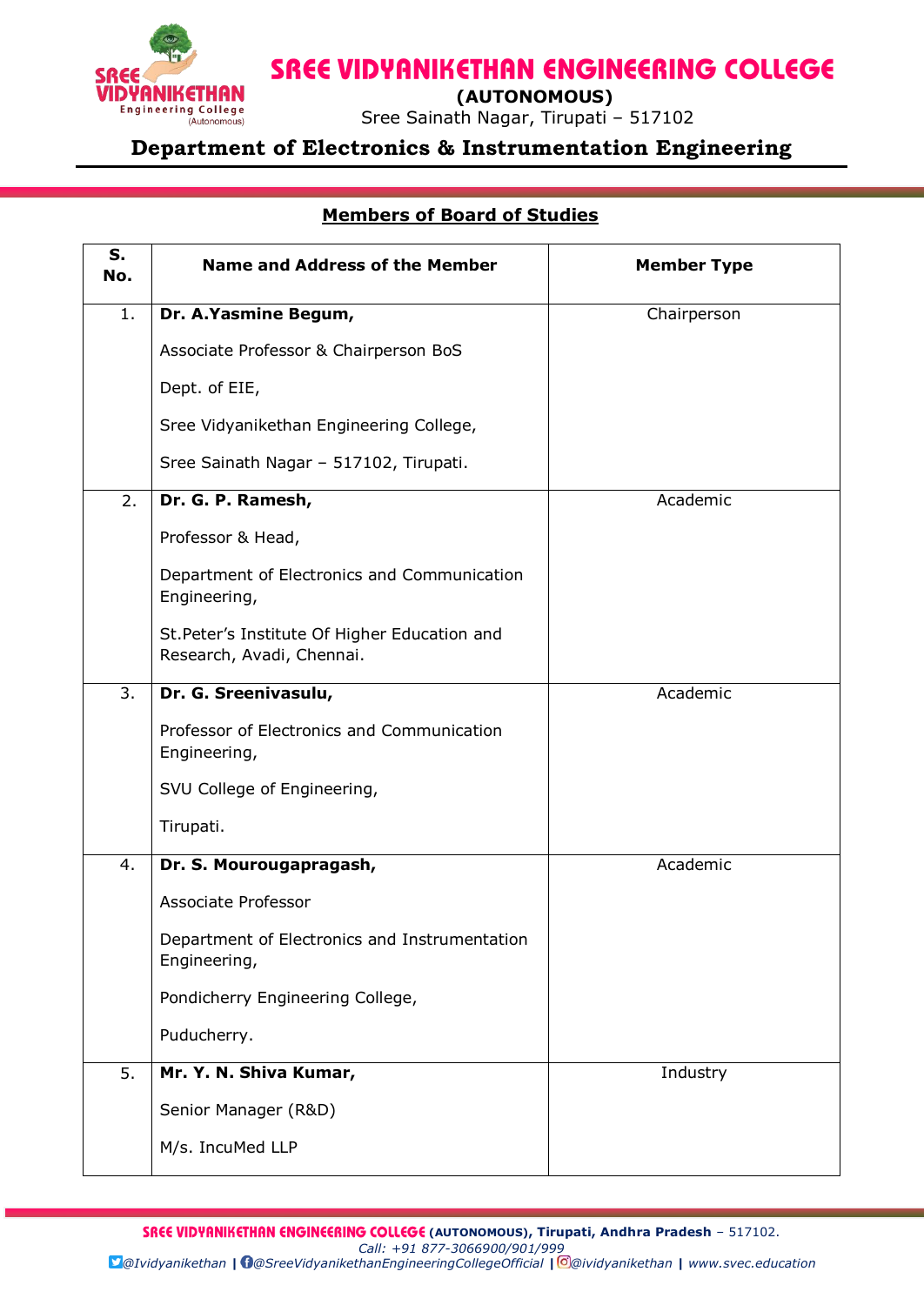# SREE VIDYANIKETHAN ENGINEERING COLLEGE

**(AUTONOMOUS)**

Sree Sainath Nagar, Tirupati – 517102

## Department of Electronics & Instrumentation Engineering

### Members of Board of Studies

| S. No. | Name and Address of the Member | Member Type |
|---|---|---|
| 1. | **Dr. A.Yasmine Begum,** Associate Professor & Chairperson BoS Dept. of EIE, Sree Vidyanikethan Engineering College, Sree Sainath Nagar – 517102, Tirupati. | Chairperson |
| 2. | **Dr. G. P. Ramesh,** Professor & Head, Department of Electronics and Communication Engineering, St.Peter's Institute Of Higher Education and Research, Avadi, Chennai. | Academic |
| 3. | **Dr. G. Sreenivasulu,** Professor of Electronics and Communication Engineering, SVU College of Engineering, Tirupati. | Academic |
| 4. | **Dr. S. Mourougapragash,** Associate Professor Department of Electronics and Instrumentation Engineering, Pondicherry Engineering College, Puducherry. | Academic |
| 5. | **Mr. Y. N. Shiva Kumar,** Senior Manager (R&D) M/s. IncuMed LLP | Industry |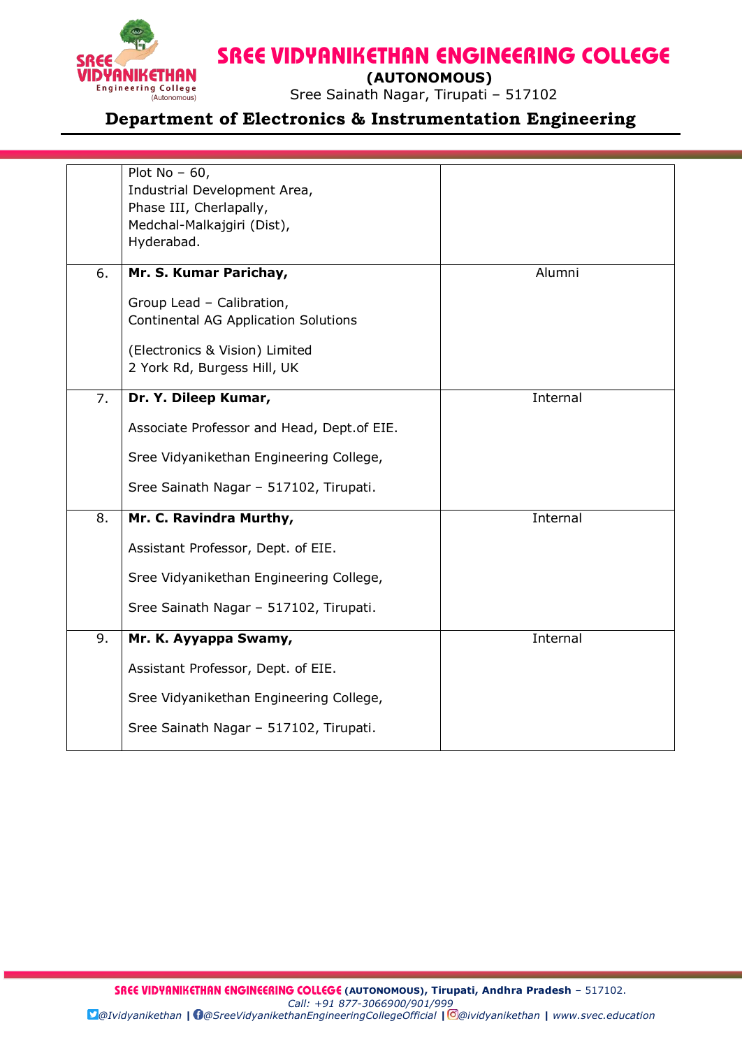| | | |
|---|---|---|
| | Plot No – 60,<br>Industrial Development Area,<br>Phase III, Cherlapally,<br>Medchal-Malkajgiri (Dist),<br>Hyderabad. | |
| 6. | **Mr. S. Kumar Parichay,**<br><br>Group Lead – Calibration,<br>Continental AG Application Solutions<br><br>(Electronics & Vision) Limited<br>2 York Rd, Burgess Hill, UK | Alumni |
| 7. | **Dr. Y. Dileep Kumar,**<br><br>Associate Professor and Head, Dept.of EIE.<br><br>Sree Vidyanikethan Engineering College,<br><br>Sree Sainath Nagar – 517102, Tirupati. | Internal |
| 8. | **Mr. C. Ravindra Murthy,**<br><br>Assistant Professor, Dept. of EIE.<br><br>Sree Vidyanikethan Engineering College,<br><br>Sree Sainath Nagar – 517102, Tirupati. | Internal |
| 9. | **Mr. K. Ayyappa Swamy,**<br><br>Assistant Professor, Dept. of EIE.<br><br>Sree Vidyanikethan Engineering College,<br><br>Sree Sainath Nagar – 517102, Tirupati. | Internal |